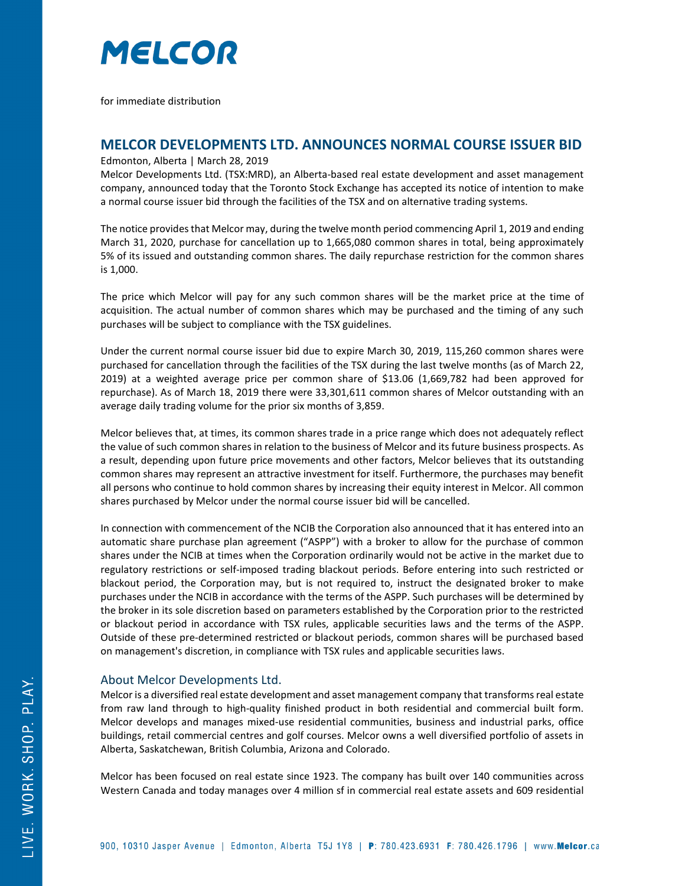# MELCOR

for immediate distribution

## MELCOR DEVELOPMENTS LTD. ANNOUNCES NORMAL COURSE ISSUER BID

Edmonton, Alberta | March 28, 2019

Melcor Developments Ltd. (TSX:MRD), an Alberta-based real estate development and asset management company, announced today that the Toronto Stock Exchange has accepted its notice of intention to make a normal course issuer bid through the facilities of the TSX and on alternative trading systems.

The notice provides that Melcor may, during the twelve month period commencing April 1, 2019 and ending March 31, 2020, purchase for cancellation up to 1,665,080 common shares in total, being approximately 5% of its issued and outstanding common shares. The daily repurchase restriction for the common shares is 1,000.

The price which Melcor will pay for any such common shares will be the market price at the time of acquisition. The actual number of common shares which may be purchased and the timing of any such purchases will be subject to compliance with the TSX guidelines.

Under the current normal course issuer bid due to expire March 30, 2019, 115,260 common shares were purchased for cancellation through the facilities of the TSX during the last twelve months (as of March 22, 2019) at a weighted average price per common share of $13.06 (1,669,782 had been approved for repurchase). As of March 18, 2019 there were 33,301,611 common shares of Melcor outstanding with an average daily trading volume for the prior six months of 3,859.

Melcor believes that, at times, its common shares trade in a price range which does not adequately reflect the value of such common shares in relation to the business of Melcor and its future business prospects. As a result, depending upon future price movements and other factors, Melcor believes that its outstanding common shares may represent an attractive investment for itself. Furthermore, the purchases may benefit all persons who continue to hold common shares by increasing their equity interest in Melcor. All common shares purchased by Melcor under the normal course issuer bid will be cancelled.

In connection with commencement of the NCIB the Corporation also announced that it has entered into an automatic share purchase plan agreement ("ASPP") with a broker to allow for the purchase of common shares under the NCIB at times when the Corporation ordinarily would not be active in the market due to regulatory restrictions or self-imposed trading blackout periods. Before entering into such restricted or blackout period, the Corporation may, but is not required to, instruct the designated broker to make purchases under the NCIB in accordance with the terms of the ASPP. Such purchases will be determined by the broker in its sole discretion based on parameters established by the Corporation prior to the restricted or blackout period in accordance with TSX rules, applicable securities laws and the terms of the ASPP. Outside of these pre-determined restricted or blackout periods, common shares will be purchased based on management's discretion, in compliance with TSX rules and applicable securities laws.

### About Melcor Developments Ltd.

Melcor is a diversified real estate development and asset management company that transforms real estate from raw land through to high-quality finished product in both residential and commercial built form. Melcor develops and manages mixed-use residential communities, business and industrial parks, office buildings, retail commercial centres and golf courses. Melcor owns a well diversified portfolio of assets in Alberta, Saskatchewan, British Columbia, Arizona and Colorado.

Melcor has been focused on real estate since 1923. The company has built over 140 communities across Western Canada and today manages over 4 million sf in commercial real estate assets and 609 residential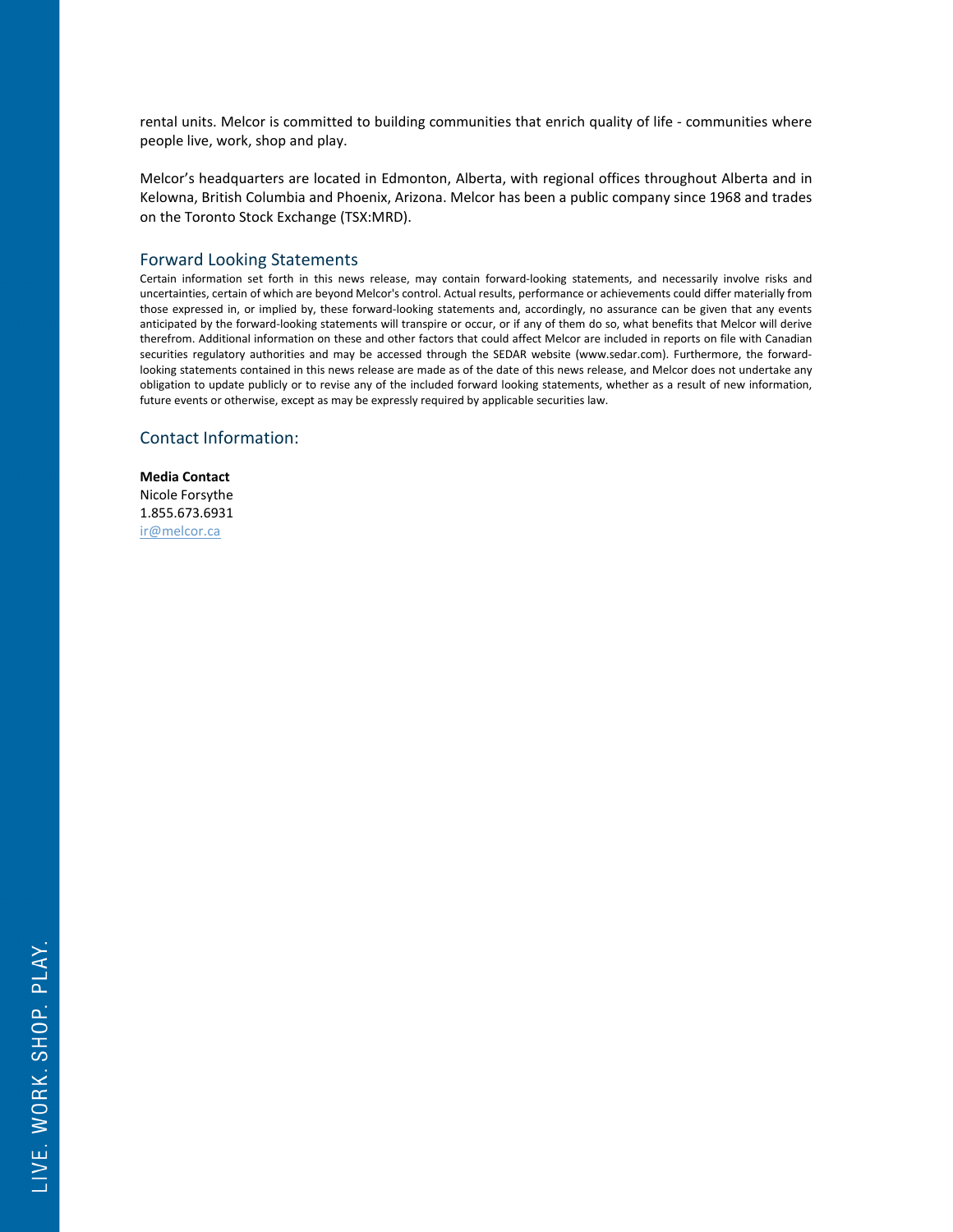rental units. Melcor is committed to building communities that enrich quality of life - communities where people live, work, shop and play.

Melcor's headquarters are located in Edmonton, Alberta, with regional offices throughout Alberta and in Kelowna, British Columbia and Phoenix, Arizona. Melcor has been a public company since 1968 and trades on the Toronto Stock Exchange (TSX:MRD).

## Forward Looking Statements

Certain information set forth in this news release, may contain forward-looking statements, and necessarily involve risks and uncertainties, certain of which are beyond Melcor's control. Actual results, performance or achievements could differ materially from those expressed in, or implied by, these forward-looking statements and, accordingly, no assurance can be given that any events anticipated by the forward-looking statements will transpire or occur, or if any of them do so, what benefits that Melcor will derive therefrom. Additional information on these and other factors that could affect Melcor are included in reports on file with Canadian securities regulatory authorities and may be accessed through the SEDAR website (www.sedar.com). Furthermore, the forward-looking statements contained in this news release are made as of the date of this news release, and Melcor does not undertake any obligation to update publicly or to revise any of the included forward looking statements, whether as a result of new information, future events or otherwise, except as may be expressly required by applicable securities law.

## Contact Information:

**Media Contact**
Nicole Forsythe
1.855.673.6931
ir@melcor.ca

LIVE. WORK. SHOP. PLAY.